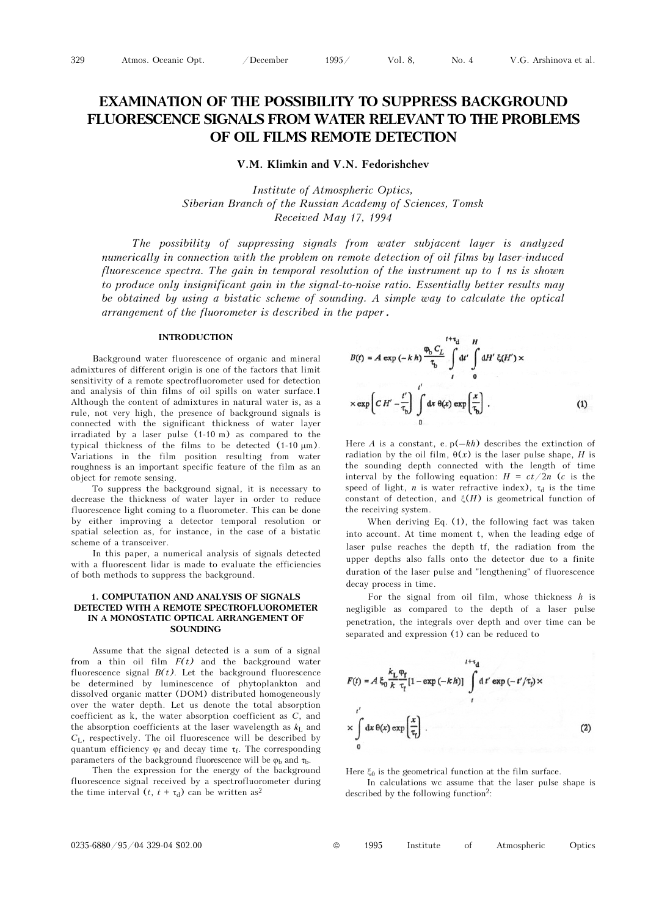# EXAMINATION OF THE POSSIBILITY TO SUPPRESS BACKGROUND FLUORESCENCE SIGNALS FROM WATER RELEVANT TO THE PROBLEMS OF OIL FILMS REMOTE DETECTION

**V.M. Klimkin and V.N. Fedorishchev**

*Institute of Atmospheric Optics,*
*Siberian Branch of the Russian Academy of Sciences, Tomsk*
*Received May 17, 1994*

*The possibility of suppressing signals from water subjacent layer is analyzed numerically in connection with the problem on remote detection of oil films by laser-induced fluorescence spectra. The gain in temporal resolution of the instrument up to 1 ns is shown to produce only insignificant gain in the signal-to-noise ratio. Essentially better results may be obtained by using a bistatic scheme of sounding. A simple way to calculate the optical arrangement of the fluorometer is described in the paper.*

## INTRODUCTION

Background water fluorescence of organic and mineral admixtures of different origin is one of the factors that limit sensitivity of a remote spectrofluorometer used for detection and analysis of thin films of oil spills on water surface.[1] Although the content of admixtures in natural water is, as a rule, not very high, the presence of background signals is connected with the significant thickness of water layer irradiated by a laser pulse (1-10 m) as compared to the typical thickness of the films to be detected (1-10 μm). Variations in the film position resulting from water roughness is an important specific feature of the film as an object for remote sensing.

To suppress the background signal, it is necessary to decrease the thickness of water layer in order to reduce fluorescence light coming to a fluorometer. This can be done by either improving a detector temporal resolution or spatial selection as, for instance, in the case of a bistatic scheme of a transceiver.

In this paper, a numerical analysis of signals detected with a fluorescent lidar is made to evaluate the efficiencies of both methods to suppress the background.

## 1. COMPUTATION AND ANALYSIS OF SIGNALS DETECTED WITH A REMOTE SPECTROFLUOROMETER IN A MONOSTATIC OPTICAL ARRANGEMENT OF SOUNDING

Assume that the signal detected is a sum of a signal from a thin oil film $F(t)$ and the background water fluorescence signal $B(t)$. Let the background fluorescence be determined by luminescence of phytoplankton and dissolved organic matter (DOM) distributed homogeneously over the water depth. Let us denote the total absorption coefficient as k, the water absorption coefficient as $C$, and the absorption coefficients at the laser wavelength as $k_L$ and $C_L$, respectively. The oil fluorescence will be described by quantum efficiency $\varphi_f$ and decay time $\tau_f$. The corresponding parameters of the background fluorescence will be $\varphi_b$ and $\tau_b$.

Then the expression for the energy of the background fluorescence signal received by a spectrofluorometer during the time interval $(t, t+\tau_d)$ can be written as[2]

$$B(t) = A \exp(-k h) \frac{\varphi_b C_L}{\tau_b} \int_t^{t+\tau_d} dt' \int_0^H dH' \xi(H') \times \exp\left[C H' - \frac{t'}{\tau_b}\right] \int_0^{t'} dx\, \theta(x) \exp\left[\frac{x}{\tau_b}\right]. \quad (1)$$

Here $A$ is a constant, $\exp(-kh)$ describes the extinction of radiation by the oil film, $\theta(x)$ is the laser pulse shape, $H$ is the sounding depth connected with the length of time interval by the following equation: $H = ct/2n$ ($c$ is the speed of light, $n$ is water refractive index), $\tau_d$ is the time constant of detection, and $\xi(H)$ is geometrical function of the receiving system.

When deriving Eq. (1), the following fact was taken into account. At time moment t, when the leading edge of laser pulse reaches the depth tf, the radiation from the upper depths also falls onto the detector due to a finite duration of the laser pulse and "lengthening" of fluorescence decay process in time.

For the signal from oil film, whose thickness $h$ is negligible as compared to the depth of a laser pulse penetration, the integrals over depth and over time can be separated and expression (1) can be reduced to

$$F(t) = A\, \xi_0 \frac{k_L \varphi_f}{k\, \tau_f} [1 - \exp(-k h)] \int_t^{t+\tau_d} d t' \exp(-t'/\tau_f) \times \int_0^{t'} dx\, \theta(x) \exp\left[\frac{x}{\tau_f}\right]. \quad (2)$$

Here $\xi_0$ is the geometrical function at the film surface.

In calculations we assume that the laser pulse shape is described by the following function[2]: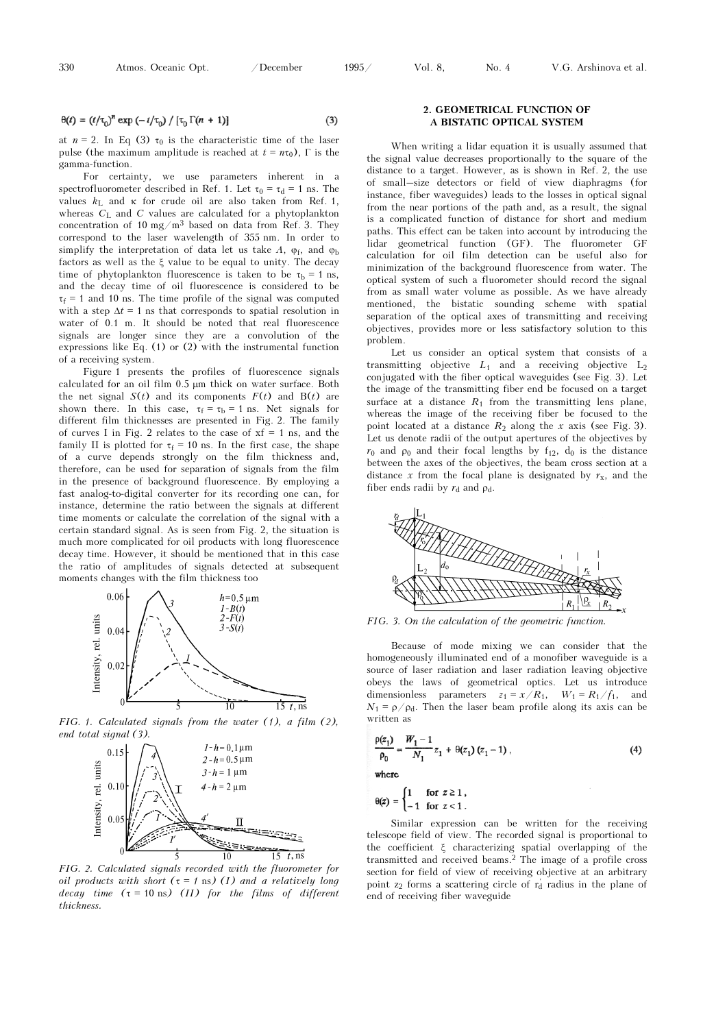$$\theta(t) = (t/\tau_0)^n \exp(-t/\tau_0) / [\tau_0 \Gamma(n+1)] \tag{3}$$

at $n = 2$. In Eq (3) $\tau_0$ is the characteristic time of the laser pulse (the maximum amplitude is reached at $t = n\tau_0$), $\Gamma$ is the gamma-function.

For certainty, we use parameters inherent in a spectrofluorometer described in Ref. 1. Let $\tau_0 = \tau_d = 1$ ns. The values $k_L$ and $\kappa$ for crude oil are also taken from Ref. 1, whereas $C_L$ and $C$ values are calculated for a phytoplankton concentration of 10 mg/m$^3$ based on data from Ref. 3. They correspond to the laser wavelength of 355 nm. In order to simplify the interpretation of data let us take $A$, $\varphi_f$, and $\varphi_b$ factors as well as the $\xi$ value to be equal to unity. The decay time of phytoplankton fluorescence is taken to be $\tau_b = 1$ ns, and the decay time of oil fluorescence is considered to be $\tau_f = 1$ and 10 ns. The time profile of the signal was computed with a step $\Delta t = 1$ ns that corresponds to spatial resolution in water of 0.1 m. It should be noted that real fluorescence signals are longer since they are a convolution of the expressions like Eq. (1) or (2) with the instrumental function of a receiving system.

Figure 1 presents the profiles of fluorescence signals calculated for an oil film 0.5 μm thick on water surface. Both the net signal $S(t)$ and its components $F(t)$ and $B(t)$ are shown there. In this case, $\tau_f = \tau_b = 1$ ns. Net signals for different film thicknesses are presented in Fig. 2. The family of curves I in Fig. 2 relates to the case of xf = 1 ns, and the family II is plotted for $\tau_f = 10$ ns. In the first case, the shape of a curve depends strongly on the film thickness and, therefore, can be used for separation of signals from the film in the presence of background fluorescence. By employing a fast analog-to-digital converter for its recording one can, for instance, determine the ratio between the signals at different time moments or calculate the correlation of the signal with a certain standard signal. As is seen from Fig. 2, the situation is much more complicated for oil products with long fluorescence decay time. However, it should be mentioned that in this case the ratio of amplitudes of signals detected at subsequent moments changes with the film thickness too

*FIG. 1. Calculated signals from the water (1), a film (2), end total signal (3).*

*FIG. 2. Calculated signals recorded with the fluorometer for oil products with short ($\tau = 1$ ns) (I) and a relatively long decay time ($\tau = 10$ ns) (II) for the films of different thickness.*

## 2. GEOMETRICAL FUNCTION OF A BISTATIC OPTICAL SYSTEM

When writing a lidar equation it is usually assumed that the signal value decreases proportionally to the square of the distance to a target. However, as is shown in Ref. 2, the use of small–size detectors or field of view diaphragms (for instance, fiber waveguides) leads to the losses in optical signal from the near portions of the path and, as a result, the signal is a complicated function of distance for short and medium paths. This effect can be taken into account by introducing the lidar geometrical function (GF). The fluorometer GF calculation for oil film detection can be useful also for minimization of the background fluorescence from water. The optical system of such a fluorometer should record the signal from as small water volume as possible. As we have already mentioned, the bistatic sounding scheme with spatial separation of the optical axes of transmitting and receiving objectives, provides more or less satisfactory solution to this problem.

Let us consider an optical system that consists of a transmitting objective $L_1$ and a receiving objective $L_2$ conjugated with the fiber optical waveguides (see Fig. 3). Let the image of the transmitting fiber end be focused on a target surface at a distance $R_1$ from the transmitting lens plane, whereas the image of the receiving fiber be focused to the point located at a distance $R_2$ along the $x$ axis (see Fig. 3). Let us denote radii of the output apertures of the objectives by $r_0$ and $\rho_0$ and their focal lengths by $f_{12}$, $d_0$ is the distance between the axes of the objectives, the beam cross section at a distance $x$ from the focal plane is designated by $r_x$, and the fiber ends radii by $r_d$ and $\rho_d$.

*FIG. 3. On the calculation of the geometric function.*

Because of mode mixing we can consider that the homogeneously illuminated end of a monofiber waveguide is a source of laser radiation and laser radiation leaving objective obeys the laws of geometrical optics. Let us introduce dimensionless parameters $z_1 = x/R_1$, $W_1 = R_1/f_1$, and $N_1 = \rho/\rho_d$. Then the laser beam profile along its axis can be written as

$$\frac{\rho(z_1)}{\rho_0} = \frac{W_1 - 1}{N_1} z_1 + \theta(z_1)(z_1 - 1), \tag{4}$$

where

$$\theta(z) = \begin{cases} 1 & \text{for } z \geq 1, \\ -1 & \text{for } z < 1. \end{cases}$$

Similar expression can be written for the receiving telescope field of view. The recorded signal is proportional to the coefficient $\xi$ characterizing spatial overlapping of the transmitted and received beams.[2] The image of a profile cross section for field of view of receiving objective at an arbitrary point $z_2$ forms a scattering circle of $r_d'$ radius in the plane of end of receiving fiber waveguide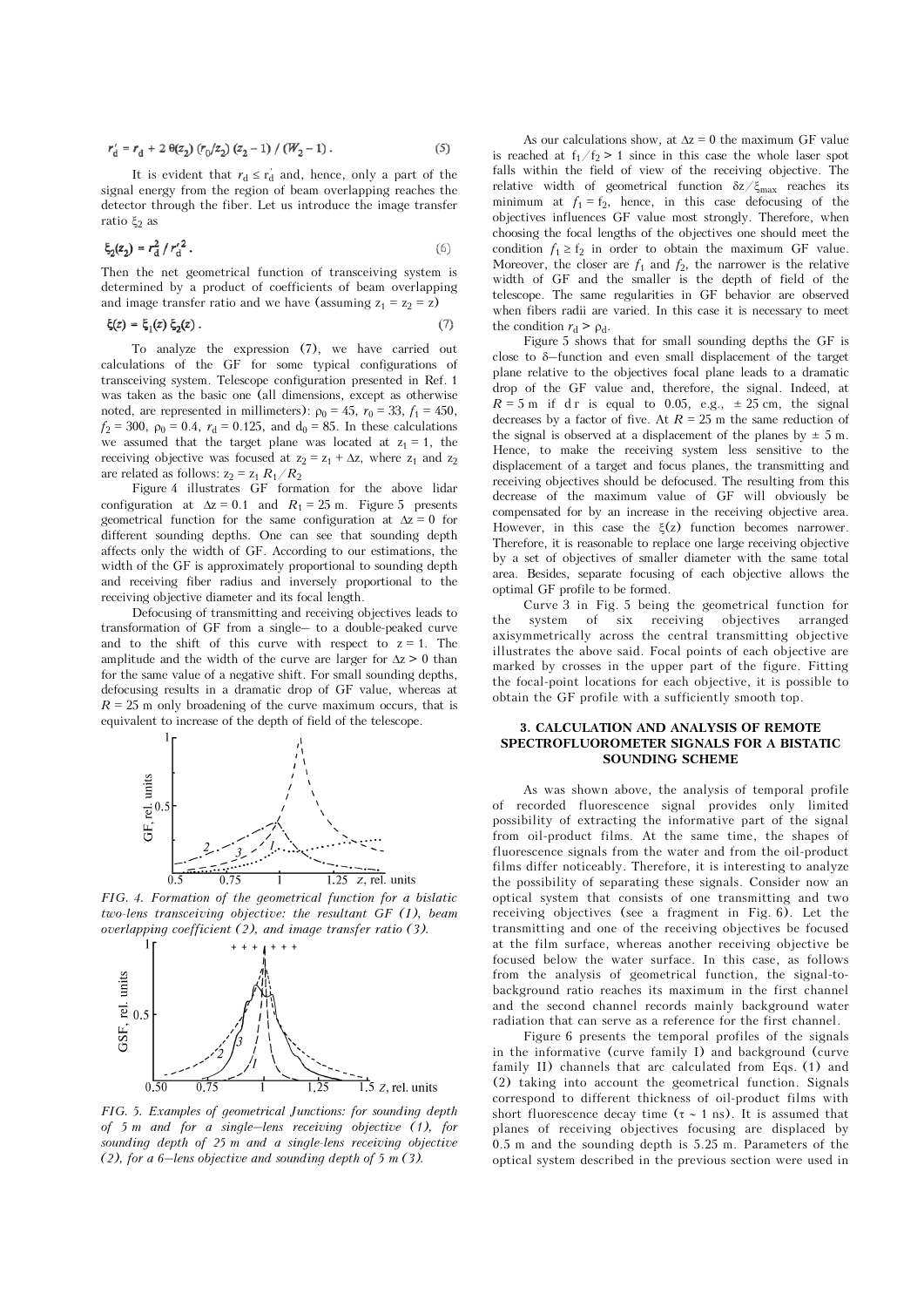$$r_d' = r_d + 2\,\theta(z_2)\,(r_0/z_2)\,(z_2 - 1)\,/\,(W_2 - 1)\,. \tag{5}$$

It is evident that $r_d \le r_d'$ and, hence, only a part of the signal energy from the region of beam overlapping reaches the detector through the fiber. Let us introduce the image transfer ratio $\xi_2$ as

$$\xi_2(z_2) = r_d^2\,/\,r_d'^2\,. \tag{6}$$

Then the net geometrical function of transceiving system is determined by a product of coefficients of beam overlapping and image transfer ratio and we have (assuming $z_1 = z_2 = z$)

$$\xi(z) = \xi_1(z)\,\xi_2(z)\,. \tag{7}$$

To analyze the expression (7), we have carried out calculations of the GF for some typical configurations of transceiving system. Telescope configuration presented in Ref. 1 was taken as the basic one (all dimensions, except as otherwise noted, are represented in millimeters): $\rho_0 = 45$, $r_0 = 33$, $f_1 = 450$, $f_2 = 300$, $\rho_0 = 0.4$, $r_d = 0.125$, and $d_0 = 85$. In these calculations we assumed that the target plane was located at $z_1 = 1$, the receiving objective was focused at $z_2 = z_1 + \Delta z$, where $z_1$ and $z_2$ are related as follows: $z_2 = z_1\,R_1/R_2$

Figure 4 illustrates GF formation for the above lidar configuration at $\Delta z = 0.1$ and $R_1 = 25$ m. Figure 5 presents geometrical function for the same configuration at $\Delta z = 0$ for different sounding depths. One can see that sounding depth affects only the width of GF. According to our estimations, the width of the GF is approximately proportional to sounding depth and receiving fiber radius and inversely proportional to the receiving objective diameter and its focal length.

Defocusing of transmitting and receiving objectives leads to transformation of GF from a single– to a double-peaked curve and to the shift of this curve with respect to $z = 1$. The amplitude and the width of the curve are larger for $\Delta z > 0$ than for the same value of a negative shift. For small sounding depths, defocusing results in a dramatic drop of GF value, whereas at $R = 25$ m only broadening of the curve maximum occurs, that is equivalent to increase of the depth of field of the telescope.

*FIG. 4. Formation of the geometrical function for a bislatic two-lens transceiving objective: the resultant GF (1), beam overlapping coefficient (2), and image transfer ratio (3).*

*FIG. 5. Examples of geometrical Junctions: for sounding depth of 5 m and for a single–lens receiving objective (1), for sounding depth of 25 m and a single-lens receiving objective (2), for a 6–lens objective and sounding depth of 5 m (3).*

As our calculations show, at $\Delta z = 0$ the maximum GF value is reached at $f_1/f_2 > 1$ since in this case the whole laser spot falls within the field of view of the receiving objective. The relative width of geometrical function $\delta z/\xi_{max}$ reaches its minimum at $f_1 = f_2$, hence, in this case defocusing of the objectives influences GF value most strongly. Therefore, when choosing the focal lengths of the objectives one should meet the condition $f_1 \ge f_2$ in order to obtain the maximum GF value. Moreover, the closer are $f_1$ and $f_2$, the narrower is the relative width of GF and the smaller is the depth of field of the telescope. The same regularities in GF behavior are observed when fibers radii are varied. In this case it is necessary to meet the condition $r_d > \rho_d$.

Figure 5 shows that for small sounding depths the GF is close to δ–function and even small displacement of the target plane relative to the objectives focal plane leads to a dramatic drop of the GF value and, therefore, the signal. Indeed, at $R = 5$ m if d r is equal to 0.05, e.g., ± 25 cm, the signal decreases by a factor of five. At $R = 25$ m the same reduction of the signal is observed at a displacement of the planes by ± 5 m. Hence, to make the receiving system less sensitive to the displacement of a target and focus planes, the transmitting and receiving objectives should be defocused. The resulting from this decrease of the maximum value of GF will obviously be compensated for by an increase in the receiving objective area. However, in this case the $\xi(z)$ function becomes narrower. Therefore, it is reasonable to replace one large receiving objective by a set of objectives of smaller diameter with the same total area. Besides, separate focusing of each objective allows the optimal GF profile to be formed.

Curve 3 in Fig. 5 being the geometrical function for the system of six receiving objectives arranged axisymmetrically across the central transmitting objective illustrates the above said. Focal points of each objective are marked by crosses in the upper part of the figure. Fitting the focal-point locations for each objective, it is possible to obtain the GF profile with a sufficiently smooth top.

### 3. CALCULATION AND ANALYSIS OF REMOTE SPECTROFLUOROMETER SIGNALS FOR A BISTATIC SOUNDING SCHEME

As was shown above, the analysis of temporal profile of recorded fluorescence signal provides only limited possibility of extracting the informative part of the signal from oil-product films. At the same time, the shapes of fluorescence signals from the water and from the oil-product films differ noticeably. Therefore, it is interesting to analyze the possibility of separating these signals. Consider now an optical system that consists of one transmitting and two receiving objectives (see a fragment in Fig. 6). Let the transmitting and one of the receiving objectives be focused at the film surface, whereas another receiving objective be focused below the water surface. In this case, as follows from the analysis of geometrical function, the signal-to-background ratio reaches its maximum in the first channel and the second channel records mainly background water radiation that can serve as a reference for the first channel.

Figure 6 presents the temporal profiles of the signals in the informative (curve family I) and background (curve family II) channels that arc calculated from Eqs. (1) and (2) taking into account the geometrical function. Signals correspond to different thickness of oil-product films with short fluorescence decay time ($\tau \sim 1$ ns). It is assumed that planes of receiving objectives focusing are displaced by 0.5 m and the sounding depth is 5.25 m. Parameters of the optical system described in the previous section were used in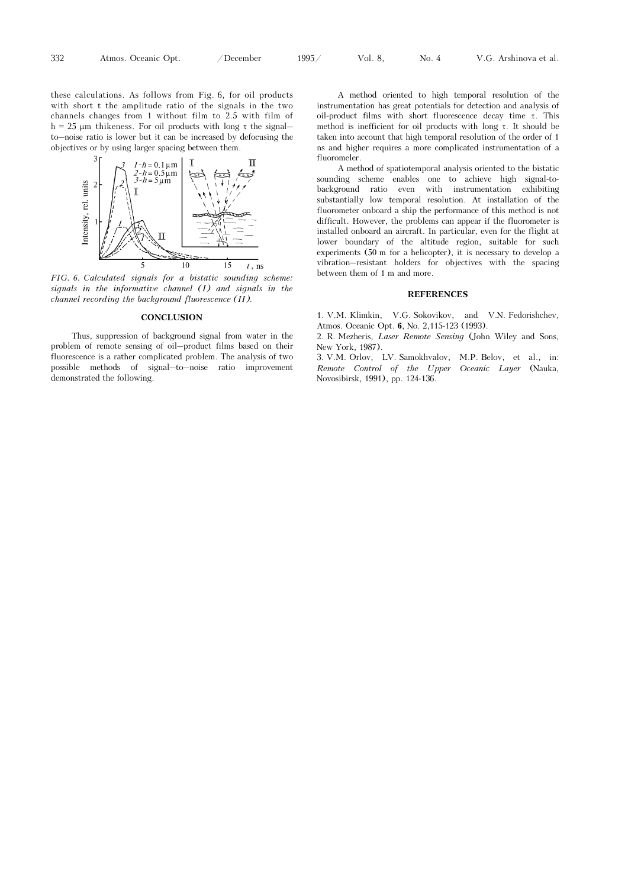these calculations. As follows from Fig. 6, for oil products with short t the amplitude ratio of the signals in the two channels changes from 1 without film to 2.5 with film of h = 25 μm thikeness. For oil products with long τ the signal–to–noise ratio is lower but it can be increased by defocusing the objectives or by using larger spacing between them.

3
2
1
Intensity, rel. units
1 - h = 0.1 μm
2 - h = 0.5 μm
3 - h = 5 μm
I
II
5
10
15
t, ns

*FIG. 6. Calculated signals for a bistatic sounding scheme: signals in the informative channel (I) and signals in the channel recording the background fluorescence (II).*

## CONCLUSION

Thus, suppression of background signal from water in the problem of remote sensing of oil–product films based on their fluorescence is a rather complicated problem. The analysis of two possible methods of signal–to–noise ratio improvement demonstrated the following.

A method oriented to high temporal resolution of the instrumentation has great potentials for detection and analysis of oil-product films with short fluorescence decay time τ. This method is inefficient for oil products with long τ. It should be taken into account that high temporal resolution of the order of 1 ns and higher requires a more complicated instrumentation of a fluoromeler.

A method of spatiotemporal analysis oriented to the bistatic sounding scheme enables one to achieve high signal-to-background ratio even with instrumentation exhibiting substantially low temporal resolution. At installation of the fluorometer onboard a ship the performance of this method is not difficult. However, the problems can appear if the fluorometer is installed onboard an aircraft. In particular, even for the flight at lower boundary of the altitude region, suitable for such experiments (50 m for a helicopter), it is necessary to develop a vibration–resistant holders for objectives with the spacing between them of 1 m and more.

## REFERENCES

1. V.M. Klimkin, V.G. Sokovikov, and V.N. Fedorishchev, Atmos. Oceanic Opt. **6**, No. 2,115-123 (1993).

2. R. Mezheris, *Laser Remote Sensing* (John Wiley and Sons, New York, 1987).

3. V.M. Orlov, LV. Samokhvalov, M.P. Belov, et al., in: *Remote Control of the Upper Oceanic Layer* (Nauka, Novosibirsk, 1991), pp. 124-136.